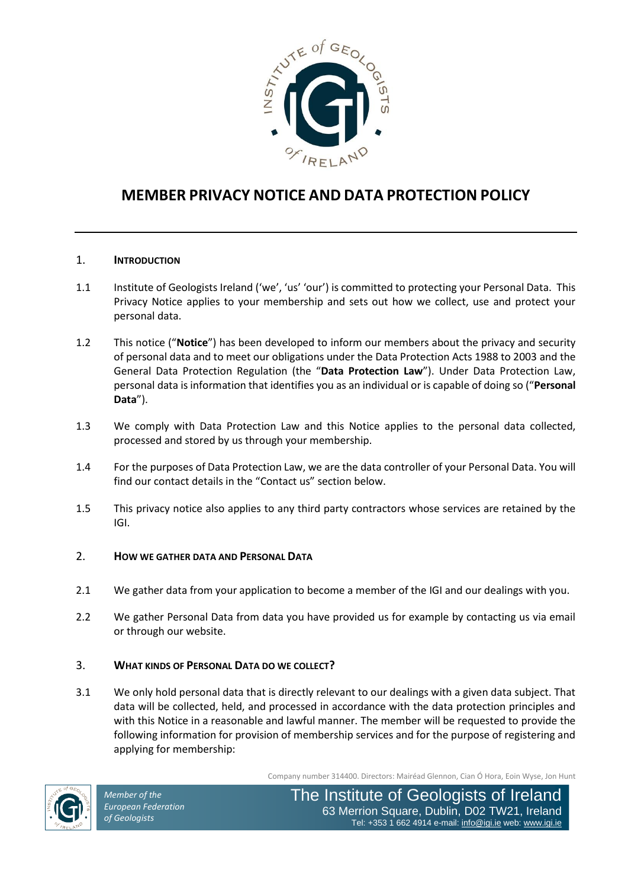# MEMBER PRIVACY NOTICE AND DATA PROTECTION POLICY

## 1. INTRODUCTION

1.1 Institute of Geologists Ireland ('we', 'us' 'our') is committed to protecting your Personal Data. This Privacy Notice applies to your membership and sets out how we collect, use and protect your personal data.

1.2 This notice ("**Notice**") has been developed to inform our members about the privacy and security of personal data and to meet our obligations under the Data Protection Acts 1988 to 2003 and the General Data Protection Regulation (the "**Data Protection Law**"). Under Data Protection Law, personal data is information that identifies you as an individual or is capable of doing so ("**Personal Data**").

1.3 We comply with Data Protection Law and this Notice applies to the personal data collected, processed and stored by us through your membership.

1.4 For the purposes of Data Protection Law, we are the data controller of your Personal Data. You will find our contact details in the "Contact us" section below.

1.5 This privacy notice also applies to any third party contractors whose services are retained by the IGI.

## 2. HOW WE GATHER DATA AND PERSONAL DATA

2.1 We gather data from your application to become a member of the IGI and our dealings with you.

2.2 We gather Personal Data from data you have provided us for example by contacting us via email or through our website.

## 3. WHAT KINDS OF PERSONAL DATA DO WE COLLECT?

3.1 We only hold personal data that is directly relevant to our dealings with a given data subject. That data will be collected, held, and processed in accordance with the data protection principles and with this Notice in a reasonable and lawful manner. The member will be requested to provide the following information for provision of membership services and for the purpose of registering and applying for membership: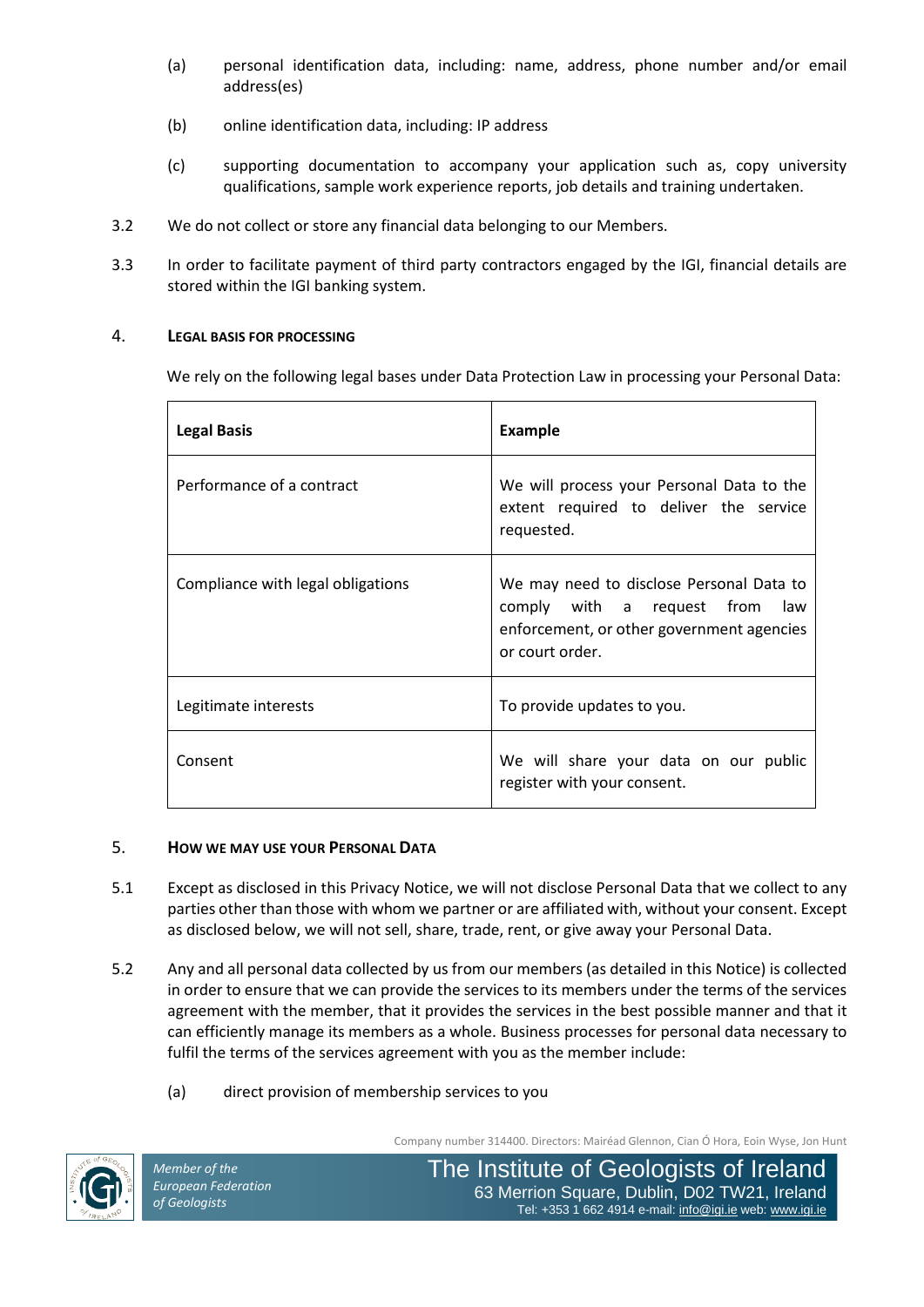(a) personal identification data, including: name, address, phone number and/or email address(es)

(b) online identification data, including: IP address

(c) supporting documentation to accompany your application such as, copy university qualifications, sample work experience reports, job details and training undertaken.

3.2 We do not collect or store any financial data belonging to our Members.

3.3 In order to facilitate payment of third party contractors engaged by the IGI, financial details are stored within the IGI banking system.

## 4. LEGAL BASIS FOR PROCESSING

We rely on the following legal bases under Data Protection Law in processing your Personal Data:

| Legal Basis | Example |
|---|---|
| Performance of a contract | We will process your Personal Data to the extent required to deliver the service requested. |
| Compliance with legal obligations | We may need to disclose Personal Data to comply with a request from law enforcement, or other government agencies or court order. |
| Legitimate interests | To provide updates to you. |
| Consent | We will share your data on our public register with your consent. |

## 5. HOW WE MAY USE YOUR PERSONAL DATA

5.1 Except as disclosed in this Privacy Notice, we will not disclose Personal Data that we collect to any parties other than those with whom we partner or are affiliated with, without your consent. Except as disclosed below, we will not sell, share, trade, rent, or give away your Personal Data.

5.2 Any and all personal data collected by us from our members (as detailed in this Notice) is collected in order to ensure that we can provide the services to its members under the terms of the services agreement with the member, that it provides the services in the best possible manner and that it can efficiently manage its members as a whole. Business processes for personal data necessary to fulfil the terms of the services agreement with you as the member include:

(a) direct provision of membership services to you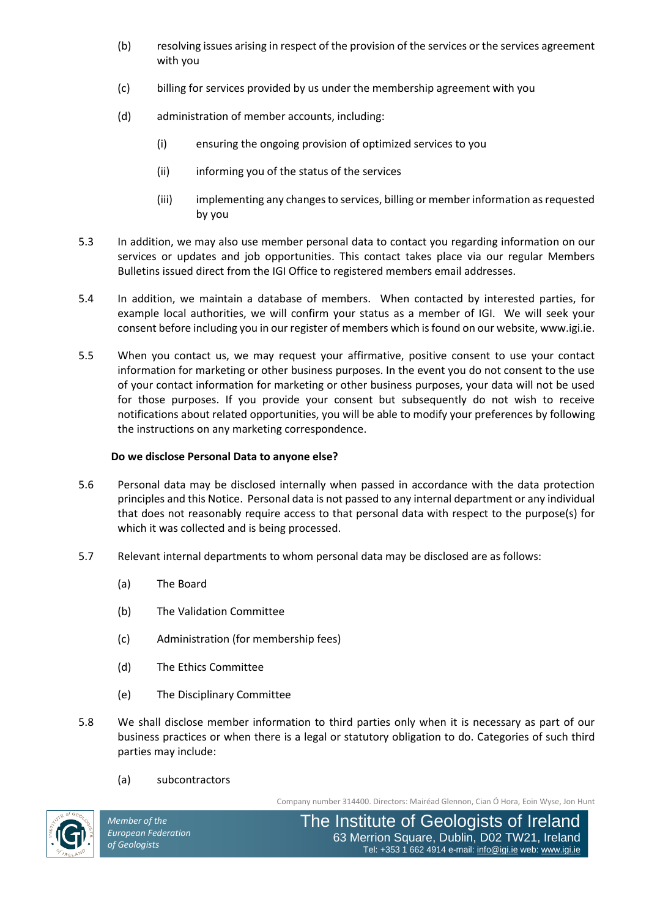(b) resolving issues arising in respect of the provision of the services or the services agreement with you

(c) billing for services provided by us under the membership agreement with you

(d) administration of member accounts, including:

  (i) ensuring the ongoing provision of optimized services to you

  (ii) informing you of the status of the services

  (iii) implementing any changes to services, billing or member information as requested by you

5.3 In addition, we may also use member personal data to contact you regarding information on our services or updates and job opportunities. This contact takes place via our regular Members Bulletins issued direct from the IGI Office to registered members email addresses.

5.4 In addition, we maintain a database of members. When contacted by interested parties, for example local authorities, we will confirm your status as a member of IGI. We will seek your consent before including you in our register of members which is found on our website, www.igi.ie.

5.5 When you contact us, we may request your affirmative, positive consent to use your contact information for marketing or other business purposes. In the event you do not consent to the use of your contact information for marketing or other business purposes, your data will not be used for those purposes. If you provide your consent but subsequently do not wish to receive notifications about related opportunities, you will be able to modify your preferences by following the instructions on any marketing correspondence.

**Do we disclose Personal Data to anyone else?**

5.6 Personal data may be disclosed internally when passed in accordance with the data protection principles and this Notice. Personal data is not passed to any internal department or any individual that does not reasonably require access to that personal data with respect to the purpose(s) for which it was collected and is being processed.

5.7 Relevant internal departments to whom personal data may be disclosed are as follows:

(a) The Board

(b) The Validation Committee

(c) Administration (for membership fees)

(d) The Ethics Committee

(e) The Disciplinary Committee

5.8 We shall disclose member information to third parties only when it is necessary as part of our business practices or when there is a legal or statutory obligation to do. Categories of such third parties may include:

(a) subcontractors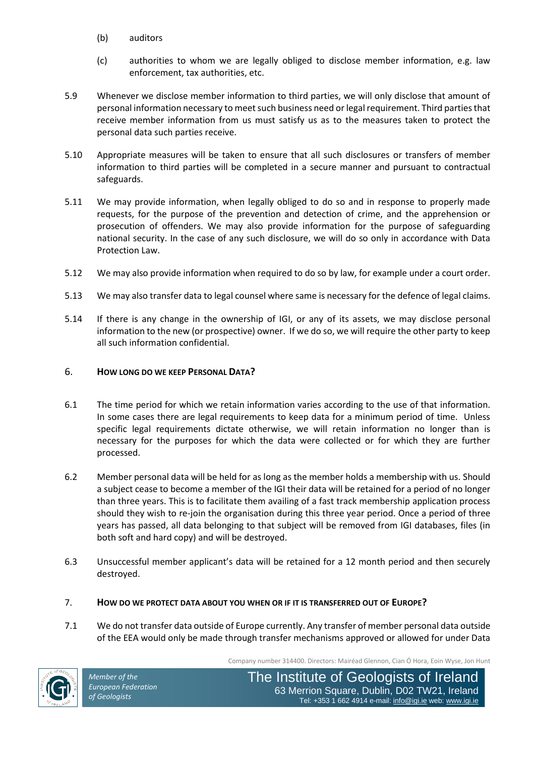(b) auditors

(c) authorities to whom we are legally obliged to disclose member information, e.g. law enforcement, tax authorities, etc.

5.9 Whenever we disclose member information to third parties, we will only disclose that amount of personal information necessary to meet such business need or legal requirement. Third parties that receive member information from us must satisfy us as to the measures taken to protect the personal data such parties receive.

5.10 Appropriate measures will be taken to ensure that all such disclosures or transfers of member information to third parties will be completed in a secure manner and pursuant to contractual safeguards.

5.11 We may provide information, when legally obliged to do so and in response to properly made requests, for the purpose of the prevention and detection of crime, and the apprehension or prosecution of offenders. We may also provide information for the purpose of safeguarding national security. In the case of any such disclosure, we will do so only in accordance with Data Protection Law.

5.12 We may also provide information when required to do so by law, for example under a court order.

5.13 We may also transfer data to legal counsel where same is necessary for the defence of legal claims.

5.14 If there is any change in the ownership of IGI, or any of its assets, we may disclose personal information to the new (or prospective) owner. If we do so, we will require the other party to keep all such information confidential.

## 6. HOW LONG DO WE KEEP PERSONAL DATA?

6.1 The time period for which we retain information varies according to the use of that information. In some cases there are legal requirements to keep data for a minimum period of time. Unless specific legal requirements dictate otherwise, we will retain information no longer than is necessary for the purposes for which the data were collected or for which they are further processed.

6.2 Member personal data will be held for as long as the member holds a membership with us. Should a subject cease to become a member of the IGI their data will be retained for a period of no longer than three years. This is to facilitate them availing of a fast track membership application process should they wish to re-join the organisation during this three year period. Once a period of three years has passed, all data belonging to that subject will be removed from IGI databases, files (in both soft and hard copy) and will be destroyed.

6.3 Unsuccessful member applicant's data will be retained for a 12 month period and then securely destroyed.

## 7. HOW DO WE PROTECT DATA ABOUT YOU WHEN OR IF IT IS TRANSFERRED OUT OF EUROPE?

7.1 We do not transfer data outside of Europe currently. Any transfer of member personal data outside of the EEA would only be made through transfer mechanisms approved or allowed for under Data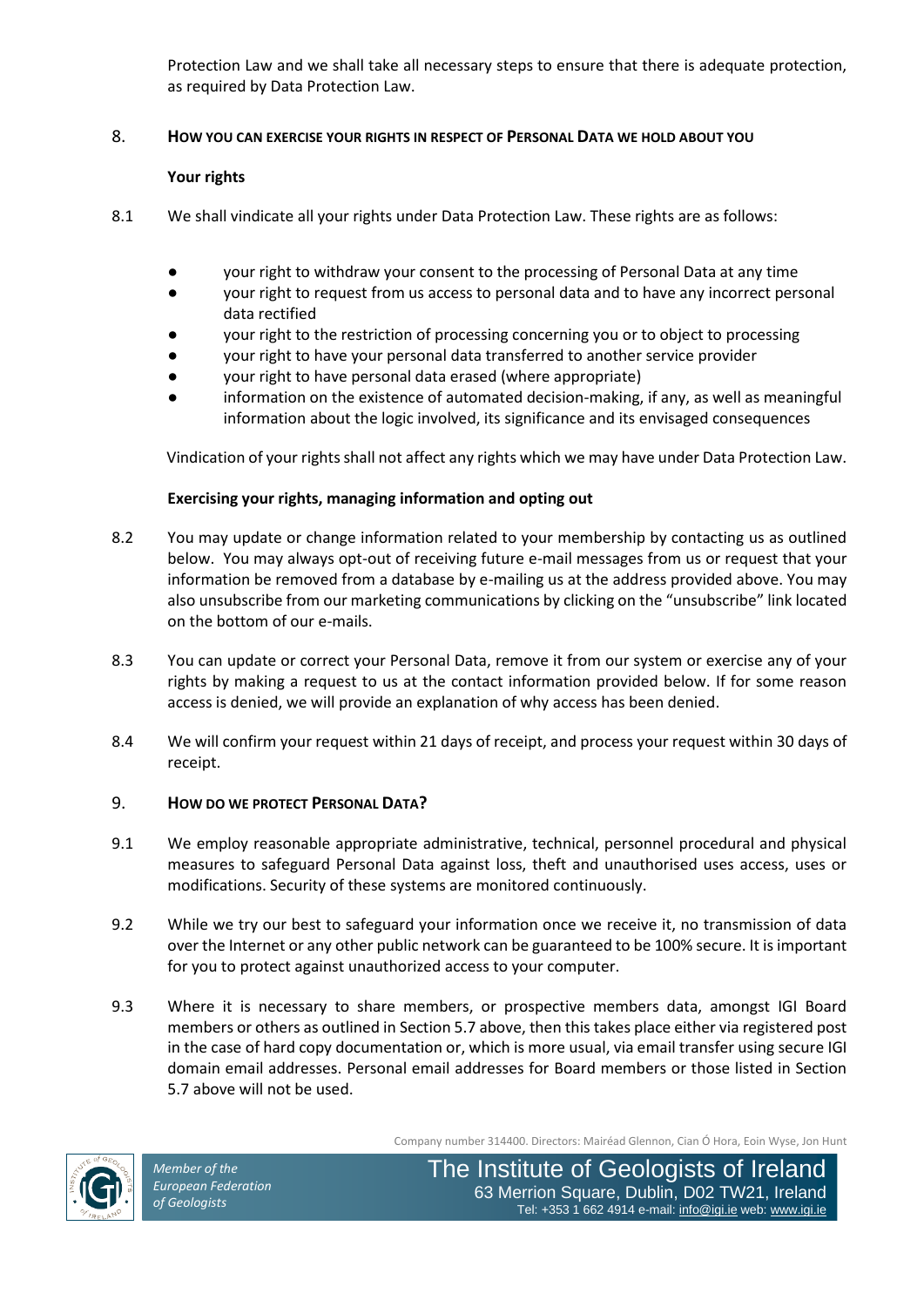Protection Law and we shall take all necessary steps to ensure that there is adequate protection, as required by Data Protection Law.

## 8. HOW YOU CAN EXERCISE YOUR RIGHTS IN RESPECT OF PERSONAL DATA WE HOLD ABOUT YOU

**Your rights**

8.1 We shall vindicate all your rights under Data Protection Law. These rights are as follows:

- your right to withdraw your consent to the processing of Personal Data at any time
- your right to request from us access to personal data and to have any incorrect personal data rectified
- your right to the restriction of processing concerning you or to object to processing
- your right to have your personal data transferred to another service provider
- your right to have personal data erased (where appropriate)
- information on the existence of automated decision-making, if any, as well as meaningful information about the logic involved, its significance and its envisaged consequences

Vindication of your rights shall not affect any rights which we may have under Data Protection Law.

**Exercising your rights, managing information and opting out**

8.2 You may update or change information related to your membership by contacting us as outlined below. You may always opt-out of receiving future e-mail messages from us or request that your information be removed from a database by e-mailing us at the address provided above. You may also unsubscribe from our marketing communications by clicking on the "unsubscribe" link located on the bottom of our e-mails.

8.3 You can update or correct your Personal Data, remove it from our system or exercise any of your rights by making a request to us at the contact information provided below. If for some reason access is denied, we will provide an explanation of why access has been denied.

8.4 We will confirm your request within 21 days of receipt, and process your request within 30 days of receipt.

## 9. HOW DO WE PROTECT PERSONAL DATA?

9.1 We employ reasonable appropriate administrative, technical, personnel procedural and physical measures to safeguard Personal Data against loss, theft and unauthorised uses access, uses or modifications. Security of these systems are monitored continuously.

9.2 While we try our best to safeguard your information once we receive it, no transmission of data over the Internet or any other public network can be guaranteed to be 100% secure. It is important for you to protect against unauthorized access to your computer.

9.3 Where it is necessary to share members, or prospective members data, amongst IGI Board members or others as outlined in Section 5.7 above, then this takes place either via registered post in the case of hard copy documentation or, which is more usual, via email transfer using secure IGI domain email addresses. Personal email addresses for Board members or those listed in Section 5.7 above will not be used.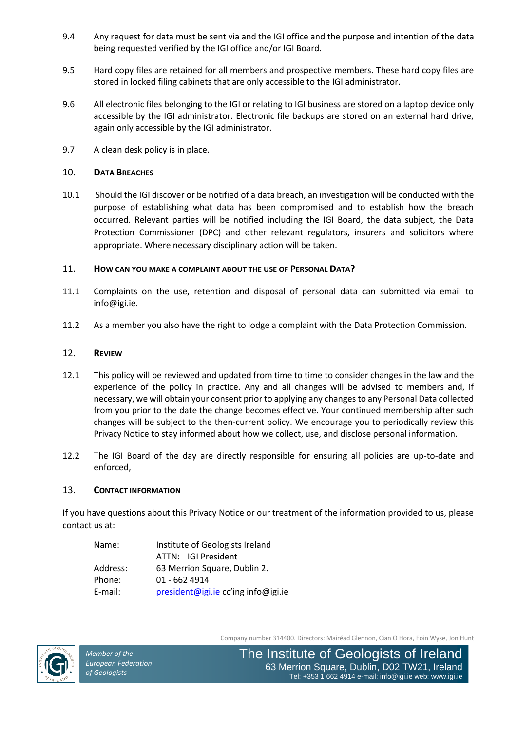9.4 Any request for data must be sent via and the IGI office and the purpose and intention of the data being requested verified by the IGI office and/or IGI Board.

9.5 Hard copy files are retained for all members and prospective members. These hard copy files are stored in locked filing cabinets that are only accessible to the IGI administrator.

9.6 All electronic files belonging to the IGI or relating to IGI business are stored on a laptop device only accessible by the IGI administrator. Electronic file backups are stored on an external hard drive, again only accessible by the IGI administrator.

9.7 A clean desk policy is in place.

## 10. DATA BREACHES

10.1 Should the IGI discover or be notified of a data breach, an investigation will be conducted with the purpose of establishing what data has been compromised and to establish how the breach occurred. Relevant parties will be notified including the IGI Board, the data subject, the Data Protection Commissioner (DPC) and other relevant regulators, insurers and solicitors where appropriate. Where necessary disciplinary action will be taken.

## 11. HOW CAN YOU MAKE A COMPLAINT ABOUT THE USE OF PERSONAL DATA?

11.1 Complaints on the use, retention and disposal of personal data can submitted via email to info@igi.ie.

11.2 As a member you also have the right to lodge a complaint with the Data Protection Commission.

## 12. REVIEW

12.1 This policy will be reviewed and updated from time to time to consider changes in the law and the experience of the policy in practice. Any and all changes will be advised to members and, if necessary, we will obtain your consent prior to applying any changes to any Personal Data collected from you prior to the date the change becomes effective. Your continued membership after such changes will be subject to the then-current policy. We encourage you to periodically review this Privacy Notice to stay informed about how we collect, use, and disclose personal information.

12.2 The IGI Board of the day are directly responsible for ensuring all policies are up-to-date and enforced,

## 13. CONTACT INFORMATION

If you have questions about this Privacy Notice or our treatment of the information provided to us, please contact us at:

| | |
|---|---|
| Name: | Institute of Geologists Ireland |
| | ATTN: IGI President |
| Address: | 63 Merrion Square, Dublin 2. |
| Phone: | 01 - 662 4914 |
| E-mail: | president@igi.ie cc'ing info@igi.ie |

Company number 314400. Directors: Mairéad Glennon, Cian Ó Hora, Eoin Wyse, Jon Hunt

*Member of the European Federation of Geologists*

The Institute of Geologists of Ireland
63 Merrion Square, Dublin, D02 TW21, Ireland
Tel: +353 1 662 4914 e-mail: info@igi.ie web: www.igi.ie